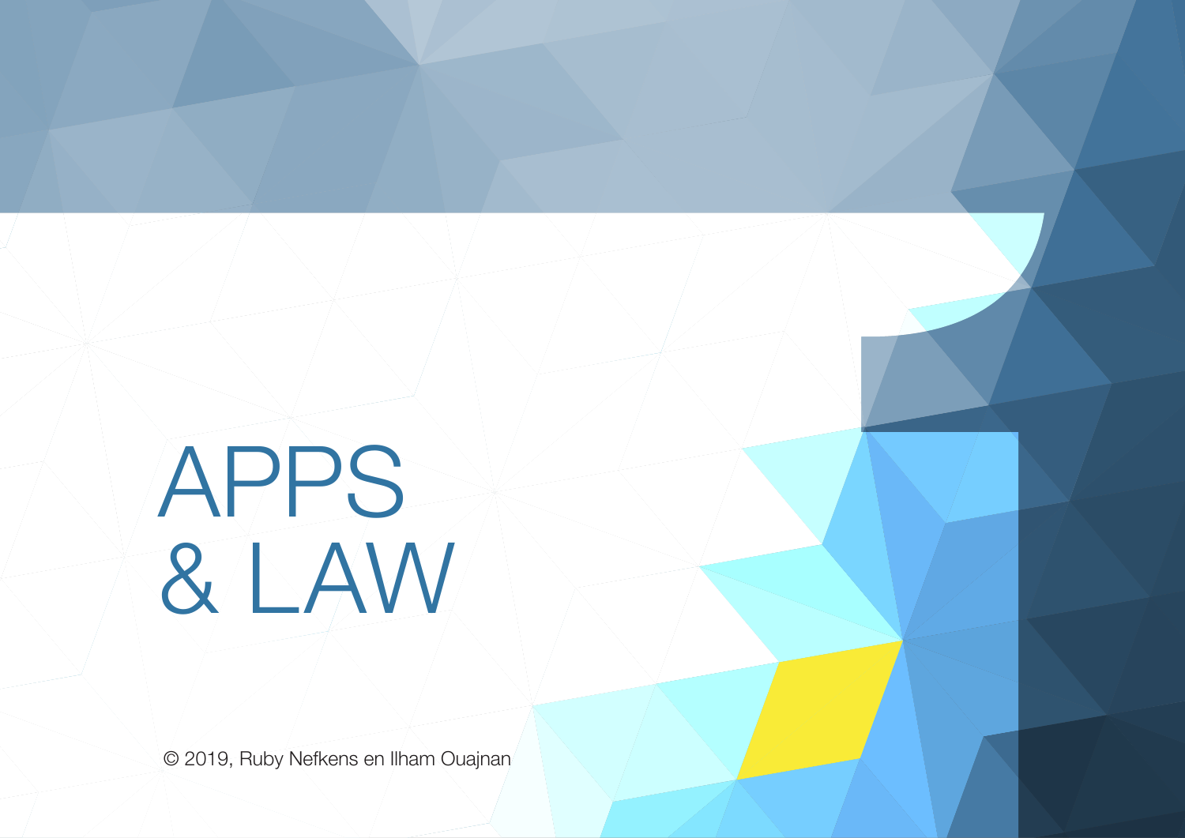# APPS & LAW

© 2019, Ruby Nefkens en Ilham Ouajnan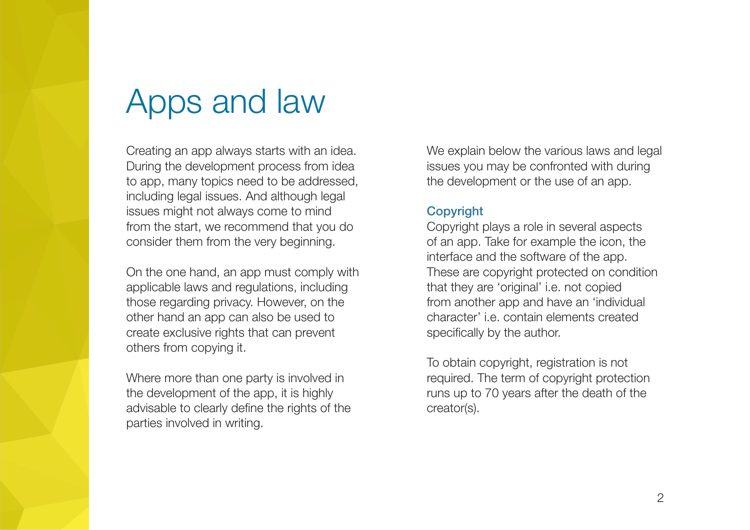# Apps and law

Creating an app always starts with an idea. During the development process from idea to app, many topics need to be addressed, including legal issues. And although legal issues might not always come to mind from the start, we recommend that you do consider them from the very beginning.

On the one hand, an app must comply with applicable laws and regulations, including those regarding privacy. However, on the other hand an app can also be used to create exclusive rights that can prevent others from copying it.

Where more than one party is involved in the development of the app, it is highly advisable to clearly define the rights of the parties involved in writing.

We explain below the various laws and legal issues you may be confronted with during the development or the use of an app.

## Copyright

Copyright plays a role in several aspects of an app. Take for example the icon, the interface and the software of the app. These are copyright protected on condition that they are 'original' i.e. not copied from another app and have an 'individual character' i.e. contain elements created specifically by the author.

To obtain copyright, registration is not required. The term of copyright protection runs up to 70 years after the death of the creator(s).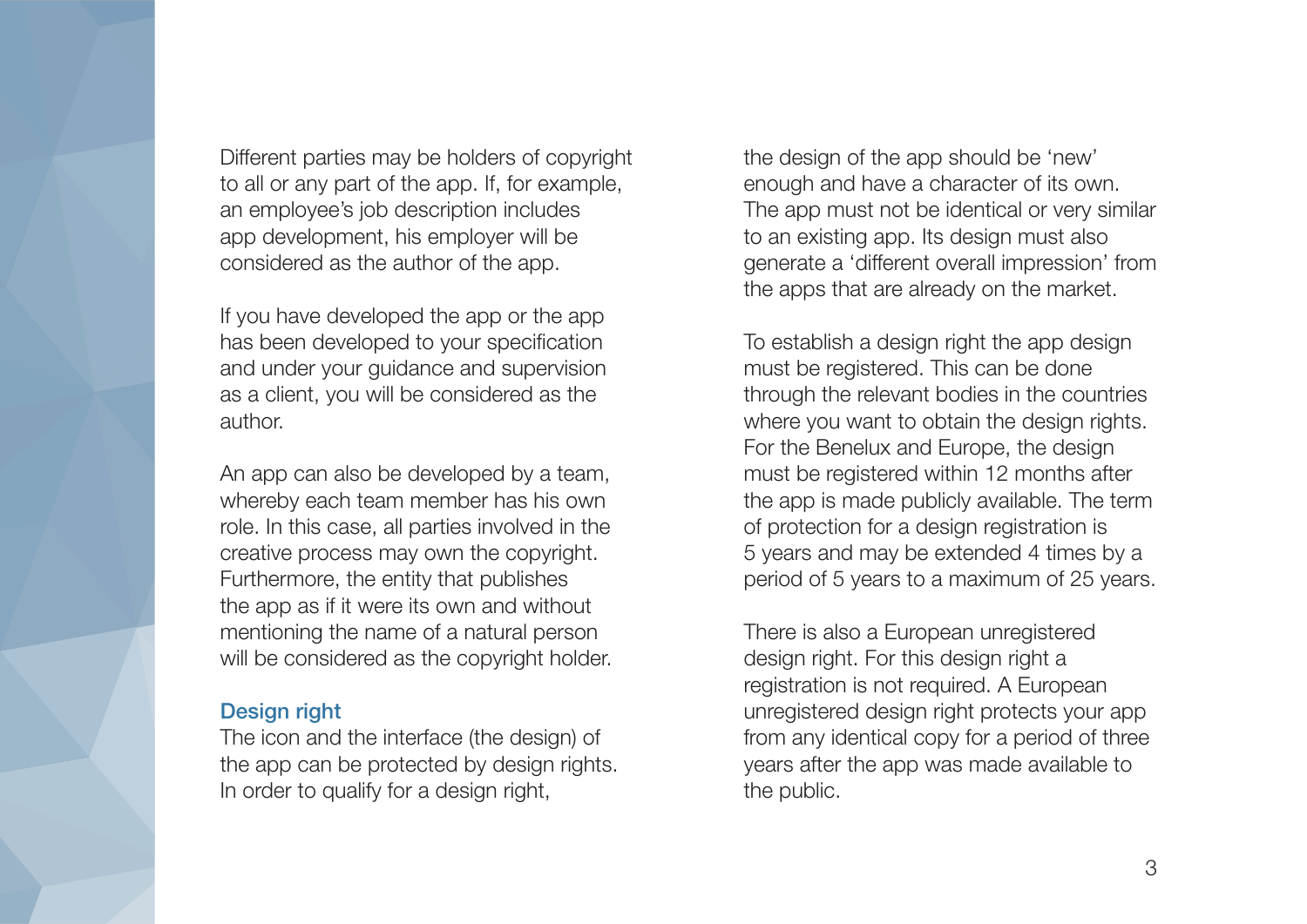Different parties may be holders of copyright to all or any part of the app. If, for example, an employee's job description includes app development, his employer will be considered as the author of the app.

If you have developed the app or the app has been developed to your specification and under your guidance and supervision as a client, you will be considered as the author.

An app can also be developed by a team, whereby each team member has his own role. In this case, all parties involved in the creative process may own the copyright. Furthermore, the entity that publishes the app as if it were its own and without mentioning the name of a natural person will be considered as the copyright holder.

### Design right

The icon and the interface (the design) of the app can be protected by design rights. In order to qualify for a design right, the design of the app should be 'new' enough and have a character of its own. The app must not be identical or very similar to an existing app. Its design must also generate a 'different overall impression' from the apps that are already on the market.

To establish a design right the app design must be registered. This can be done through the relevant bodies in the countries where you want to obtain the design rights. For the Benelux and Europe, the design must be registered within 12 months after the app is made publicly available. The term of protection for a design registration is 5 years and may be extended 4 times by a period of 5 years to a maximum of 25 years.

There is also a European unregistered design right. For this design right a registration is not required. A European unregistered design right protects your app from any identical copy for a period of three years after the app was made available to the public.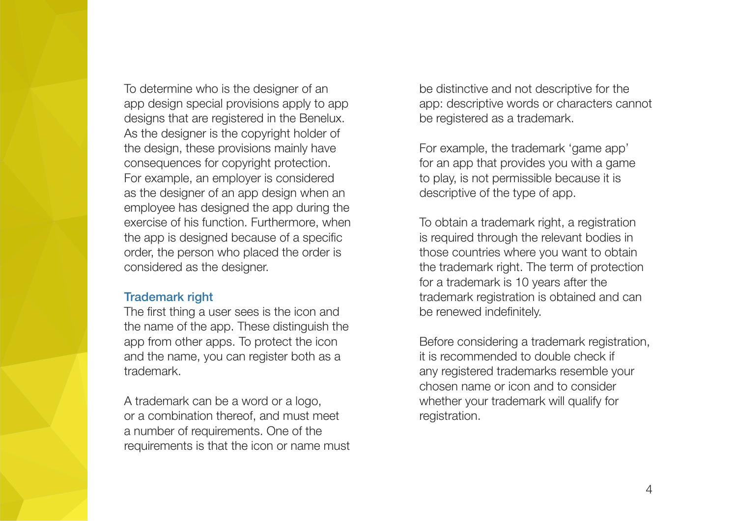To determine who is the designer of an app design special provisions apply to app designs that are registered in the Benelux. As the designer is the copyright holder of the design, these provisions mainly have consequences for copyright protection. For example, an employer is considered as the designer of an app design when an employee has designed the app during the exercise of his function. Furthermore, when the app is designed because of a specific order, the person who placed the order is considered as the designer.

### Trademark right

The first thing a user sees is the icon and the name of the app. These distinguish the app from other apps. To protect the icon and the name, you can register both as a trademark.

A trademark can be a word or a logo, or a combination thereof, and must meet a number of requirements. One of the requirements is that the icon or name must be distinctive and not descriptive for the app: descriptive words or characters cannot be registered as a trademark.

For example, the trademark 'game app' for an app that provides you with a game to play, is not permissible because it is descriptive of the type of app.

To obtain a trademark right, a registration is required through the relevant bodies in those countries where you want to obtain the trademark right. The term of protection for a trademark is 10 years after the trademark registration is obtained and can be renewed indefinitely.

Before considering a trademark registration, it is recommended to double check if any registered trademarks resemble your chosen name or icon and to consider whether your trademark will qualify for registration.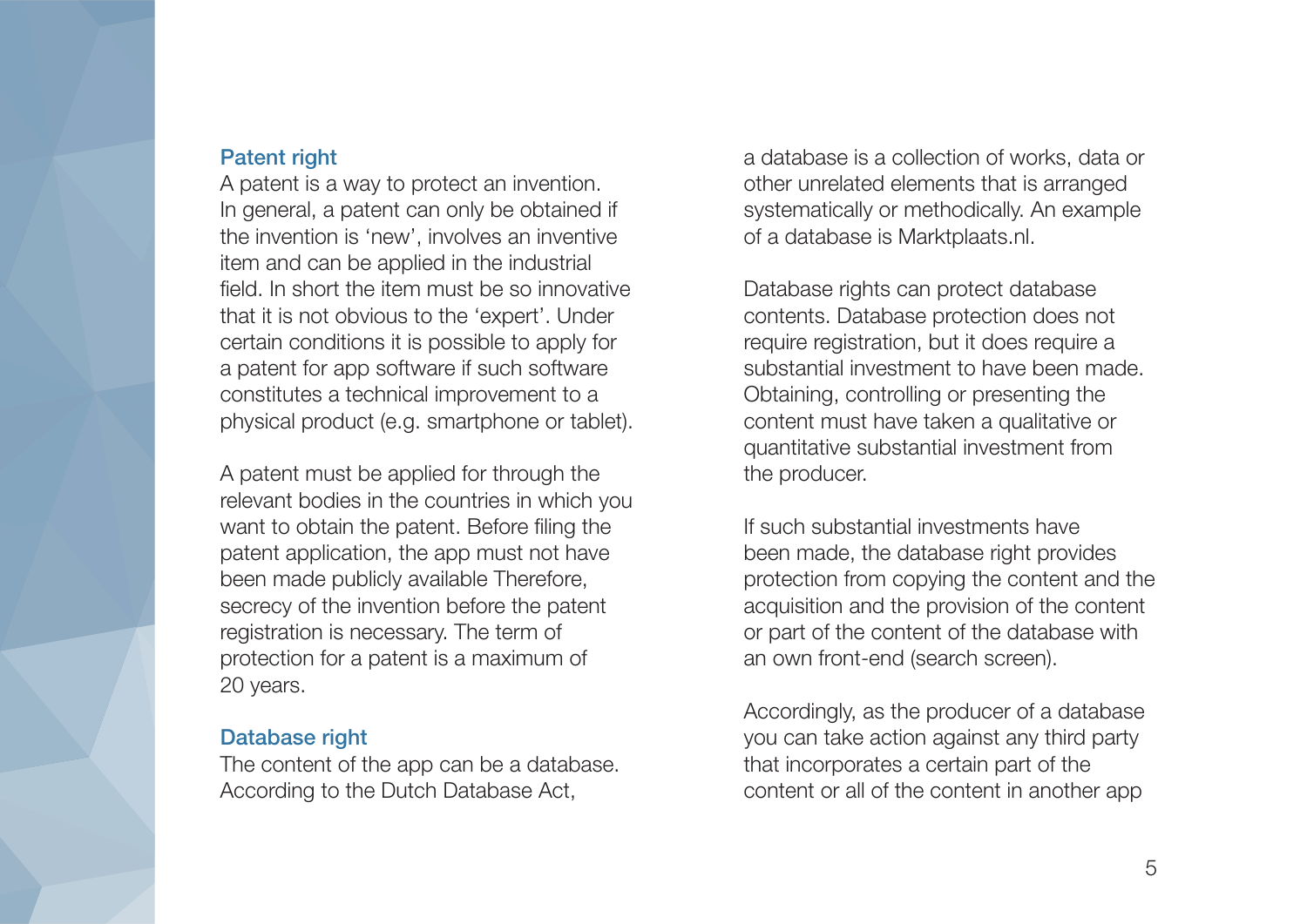### Patent right

A patent is a way to protect an invention. In general, a patent can only be obtained if the invention is 'new', involves an inventive item and can be applied in the industrial field. In short the item must be so innovative that it is not obvious to the 'expert'. Under certain conditions it is possible to apply for a patent for app software if such software constitutes a technical improvement to a physical product (e.g. smartphone or tablet).

A patent must be applied for through the relevant bodies in the countries in which you want to obtain the patent. Before filing the patent application, the app must not have been made publicly available Therefore, secrecy of the invention before the patent registration is necessary. The term of protection for a patent is a maximum of 20 years.

### Database right

The content of the app can be a database. According to the Dutch Database Act, a database is a collection of works, data or other unrelated elements that is arranged systematically or methodically. An example of a database is Marktplaats.nl.

Database rights can protect database contents. Database protection does not require registration, but it does require a substantial investment to have been made. Obtaining, controlling or presenting the content must have taken a qualitative or quantitative substantial investment from the producer.

If such substantial investments have been made, the database right provides protection from copying the content and the acquisition and the provision of the content or part of the content of the database with an own front-end (search screen).

Accordingly, as the producer of a database you can take action against any third party that incorporates a certain part of the content or all of the content in another app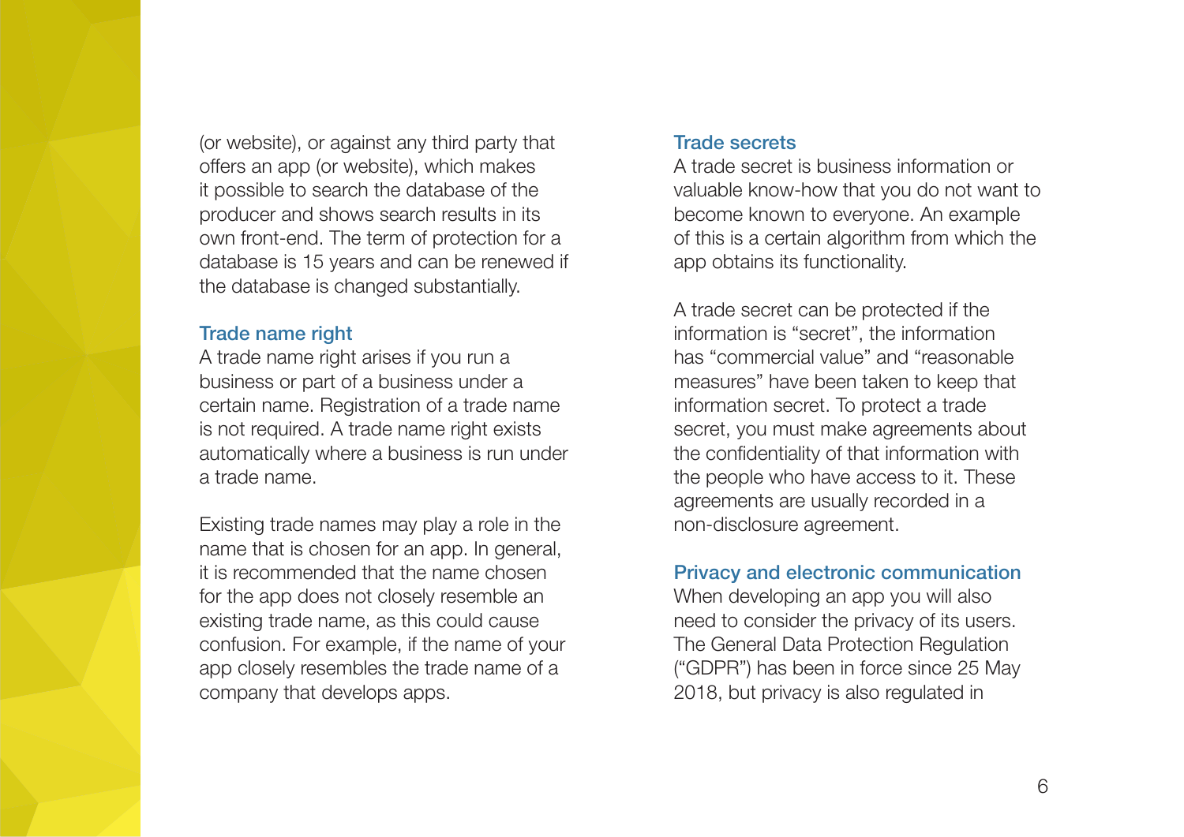(or website), or against any third party that offers an app (or website), which makes it possible to search the database of the producer and shows search results in its own front-end. The term of protection for a database is 15 years and can be renewed if the database is changed substantially.

### Trade name right

A trade name right arises if you run a business or part of a business under a certain name. Registration of a trade name is not required. A trade name right exists automatically where a business is run under a trade name.

Existing trade names may play a role in the name that is chosen for an app. In general, it is recommended that the name chosen for the app does not closely resemble an existing trade name, as this could cause confusion. For example, if the name of your app closely resembles the trade name of a company that develops apps.

### Trade secrets

A trade secret is business information or valuable know-how that you do not want to become known to everyone. An example of this is a certain algorithm from which the app obtains its functionality.

A trade secret can be protected if the information is "secret", the information has "commercial value" and "reasonable measures" have been taken to keep that information secret. To protect a trade secret, you must make agreements about the confidentiality of that information with the people who have access to it. These agreements are usually recorded in a non-disclosure agreement.

### Privacy and electronic communication

When developing an app you will also need to consider the privacy of its users. The General Data Protection Regulation ("GDPR") has been in force since 25 May 2018, but privacy is also regulated in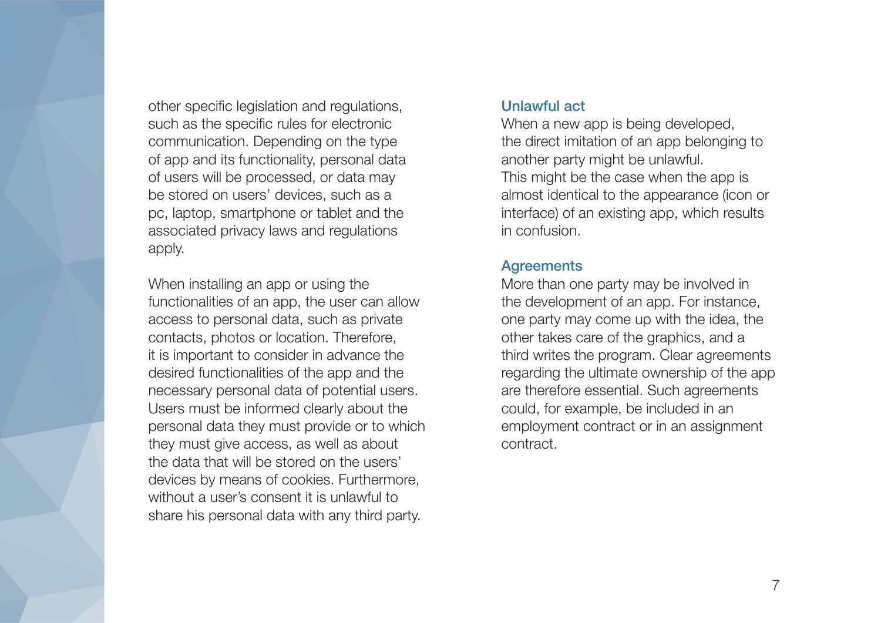other specific legislation and regulations, such as the specific rules for electronic communication. Depending on the type of app and its functionality, personal data of users will be processed, or data may be stored on users' devices, such as a pc, laptop, smartphone or tablet and the associated privacy laws and regulations apply.

When installing an app or using the functionalities of an app, the user can allow access to personal data, such as private contacts, photos or location. Therefore, it is important to consider in advance the desired functionalities of the app and the necessary personal data of potential users. Users must be informed clearly about the personal data they must provide or to which they must give access, as well as about the data that will be stored on the users' devices by means of cookies. Furthermore, without a user's consent it is unlawful to share his personal data with any third party.

### Unlawful act

When a new app is being developed, the direct imitation of an app belonging to another party might be unlawful. This might be the case when the app is almost identical to the appearance (icon or interface) of an existing app, which results in confusion.

### Agreements

More than one party may be involved in the development of an app. For instance, one party may come up with the idea, the other takes care of the graphics, and a third writes the program. Clear agreements regarding the ultimate ownership of the app are therefore essential. Such agreements could, for example, be included in an employment contract or in an assignment contract.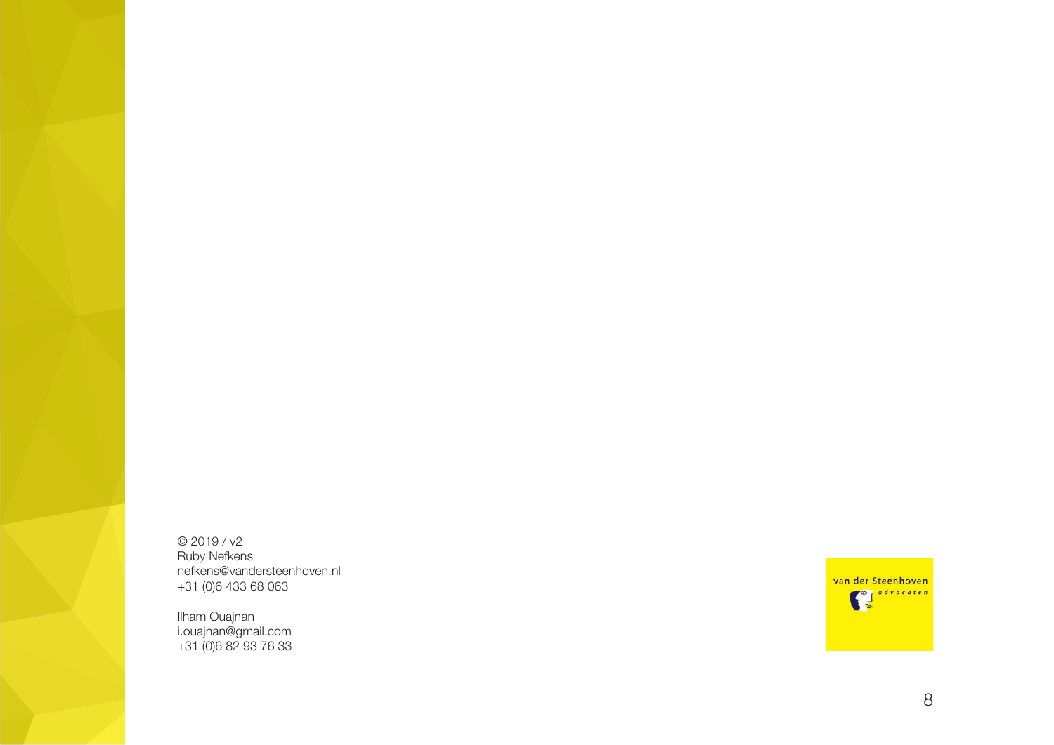© 2019 / v2
Ruby Nefkens
nefkens@vandersteenhoven.nl
+31 (0)6 433 68 063

Ilham Ouajnan
i.ouajnan@gmail.com
+31 (0)6 82 93 76 33

van der Steenhoven
advocaten